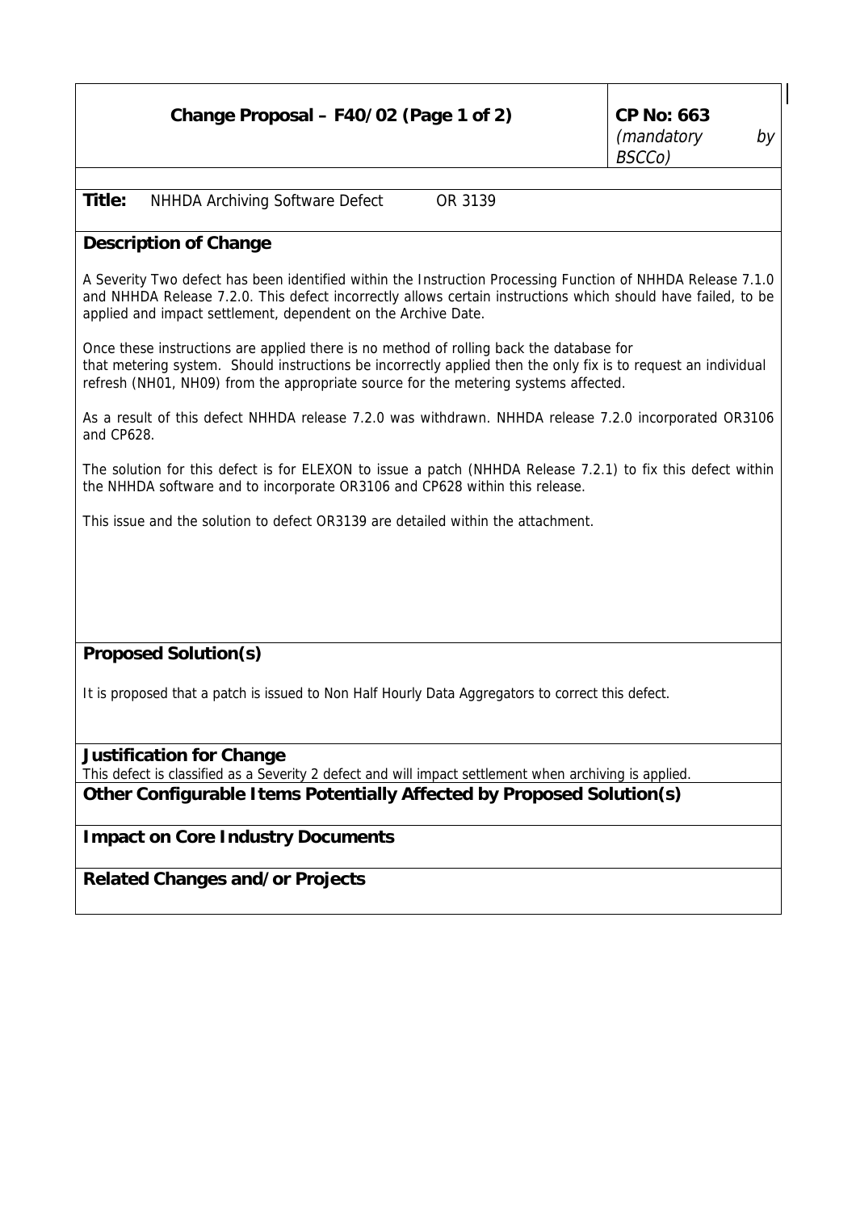# Change Proposal – F40/02 (Page 1 of 2)

**CP No: 663**
*(mandatory by BSCCo)*

**Title:** NHHDA Archiving Software Defect OR 3139

## Description of Change

A Severity Two defect has been identified within the Instruction Processing Function of NHHDA Release 7.1.0 and NHHDA Release 7.2.0. This defect incorrectly allows certain instructions which should have failed, to be applied and impact settlement, dependent on the Archive Date.

Once these instructions are applied there is no method of rolling back the database for that metering system. Should instructions be incorrectly applied then the only fix is to request an individual refresh (NH01, NH09) from the appropriate source for the metering systems affected.

As a result of this defect NHHDA release 7.2.0 was withdrawn. NHHDA release 7.2.0 incorporated OR3106 and CP628.

The solution for this defect is for ELEXON to issue a patch (NHHDA Release 7.2.1) to fix this defect within the NHHDA software and to incorporate OR3106 and CP628 within this release.

This issue and the solution to defect OR3139 are detailed within the attachment.

## Proposed Solution(s)

It is proposed that a patch is issued to Non Half Hourly Data Aggregators to correct this defect.

## Justification for Change

This defect is classified as a Severity 2 defect and will impact settlement when archiving is applied.

## Other Configurable Items Potentially Affected by Proposed Solution(s)

## Impact on Core Industry Documents

## Related Changes and/or Projects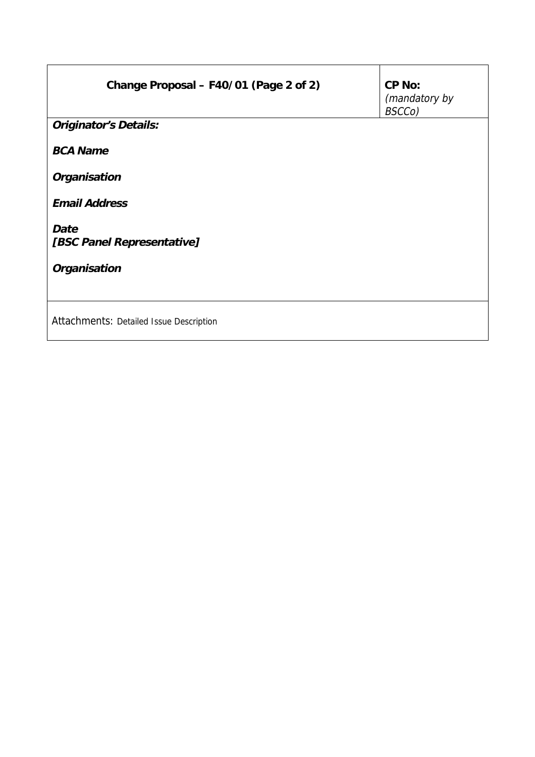| Change Proposal – F40/01 (Page 2 of 2) | **CP No:** *(mandatory by BSCCo)* |
|---|---|
| ***Originator's Details:***<br><br>***BCA Name***<br><br>***Organisation***<br><br>***Email Address***<br><br>***Date***<br>***[BSC Panel Representative]***<br><br>***Organisation*** | |
| Attachments: Detailed Issue Description | |